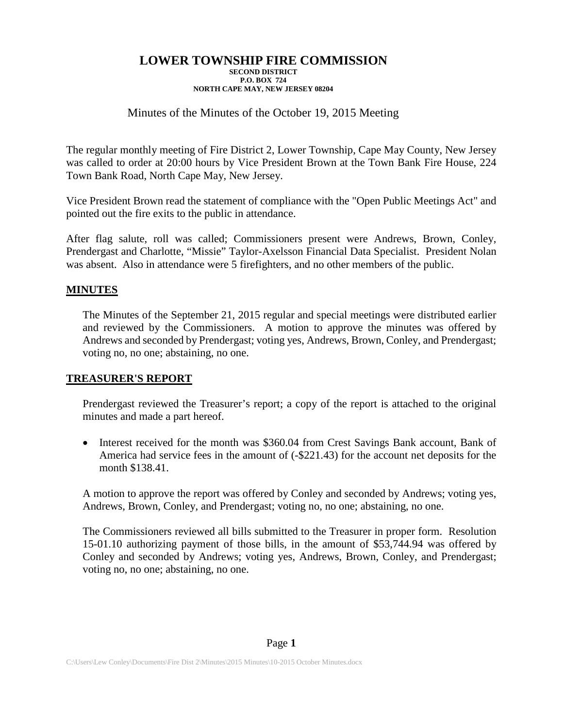# LOWER TOWNSHIP FIRE COMMISSION

**SECOND DISTRICT**
**P.O. BOX 724**
**NORTH CAPE MAY, NEW JERSEY 08204**

Minutes of the Minutes of the October 19, 2015 Meeting

The regular monthly meeting of Fire District 2, Lower Township, Cape May County, New Jersey was called to order at 20:00 hours by Vice President Brown at the Town Bank Fire House, 224 Town Bank Road, North Cape May, New Jersey.

Vice President Brown read the statement of compliance with the "Open Public Meetings Act" and pointed out the fire exits to the public in attendance.

After flag salute, roll was called; Commissioners present were Andrews, Brown, Conley, Prendergast and Charlotte, "Missie" Taylor-Axelsson Financial Data Specialist. President Nolan was absent. Also in attendance were 5 firefighters, and no other members of the public.

## MINUTES

The Minutes of the September 21, 2015 regular and special meetings were distributed earlier and reviewed by the Commissioners. A motion to approve the minutes was offered by Andrews and seconded by Prendergast; voting yes, Andrews, Brown, Conley, and Prendergast; voting no, no one; abstaining, no one.

## TREASURER'S REPORT

Prendergast reviewed the Treasurer's report; a copy of the report is attached to the original minutes and made a part hereof.

- Interest received for the month was $360.04 from Crest Savings Bank account, Bank of America had service fees in the amount of (-$221.43) for the account net deposits for the month $138.41.

A motion to approve the report was offered by Conley and seconded by Andrews; voting yes, Andrews, Brown, Conley, and Prendergast; voting no, no one; abstaining, no one.

The Commissioners reviewed all bills submitted to the Treasurer in proper form. Resolution 15-01.10 authorizing payment of those bills, in the amount of $53,744.94 was offered by Conley and seconded by Andrews; voting yes, Andrews, Brown, Conley, and Prendergast; voting no, no one; abstaining, no one.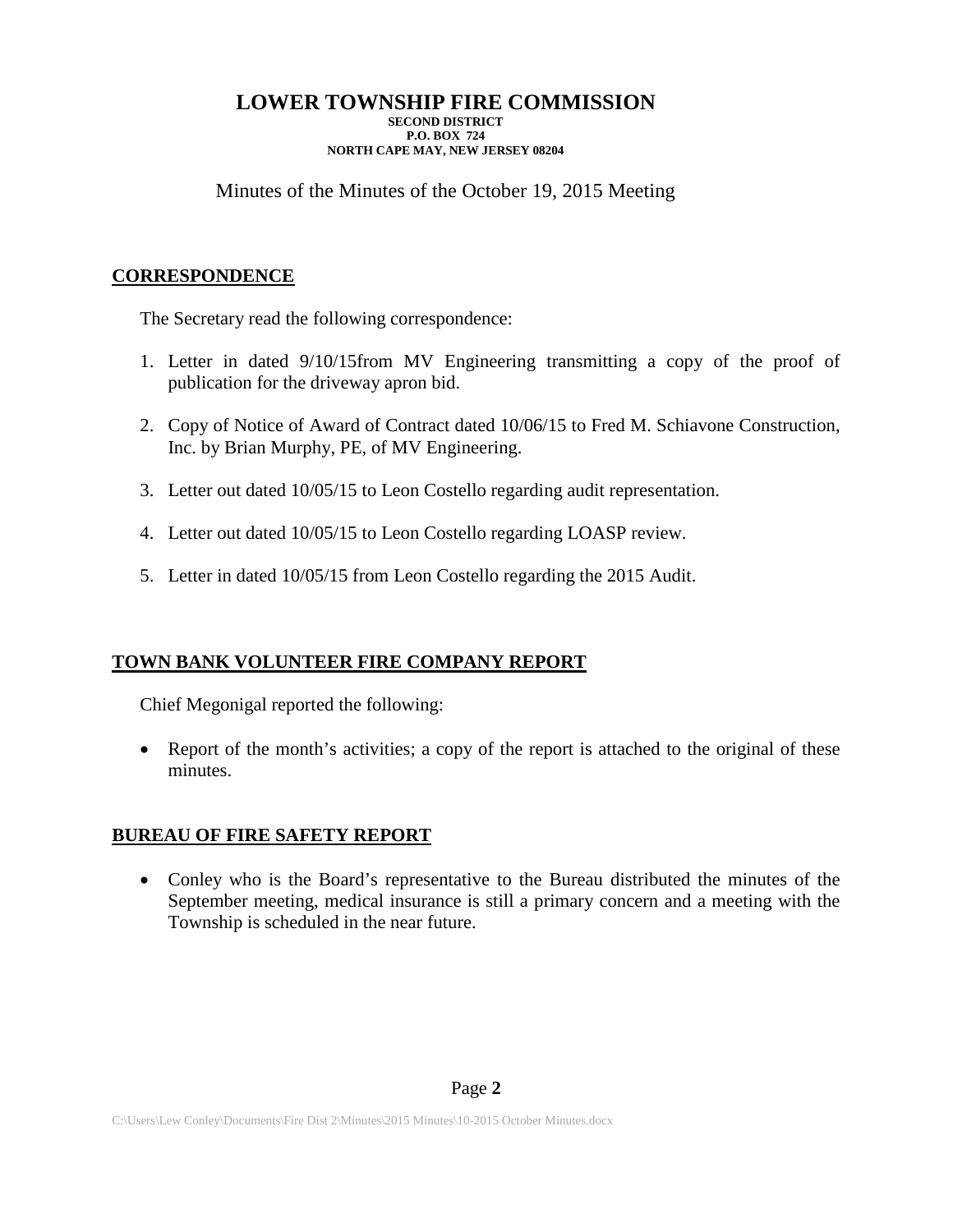# LOWER TOWNSHIP FIRE COMMISSION

**SECOND DISTRICT**
**P.O. BOX 724**
**NORTH CAPE MAY, NEW JERSEY 08204**

Minutes of the Minutes of the October 19, 2015 Meeting

## CORRESPONDENCE

The Secretary read the following correspondence:

1. Letter in dated 9/10/15from MV Engineering transmitting a copy of the proof of publication for the driveway apron bid.
2. Copy of Notice of Award of Contract dated 10/06/15 to Fred M. Schiavone Construction, Inc. by Brian Murphy, PE, of MV Engineering.
3. Letter out dated 10/05/15 to Leon Costello regarding audit representation.
4. Letter out dated 10/05/15 to Leon Costello regarding LOASP review.
5. Letter in dated 10/05/15 from Leon Costello regarding the 2015 Audit.

## TOWN BANK VOLUNTEER FIRE COMPANY REPORT

Chief Megonigal reported the following:

- Report of the month's activities; a copy of the report is attached to the original of these minutes.

## BUREAU OF FIRE SAFETY REPORT

- Conley who is the Board's representative to the Bureau distributed the minutes of the September meeting, medical insurance is still a primary concern and a meeting with the Township is scheduled in the near future.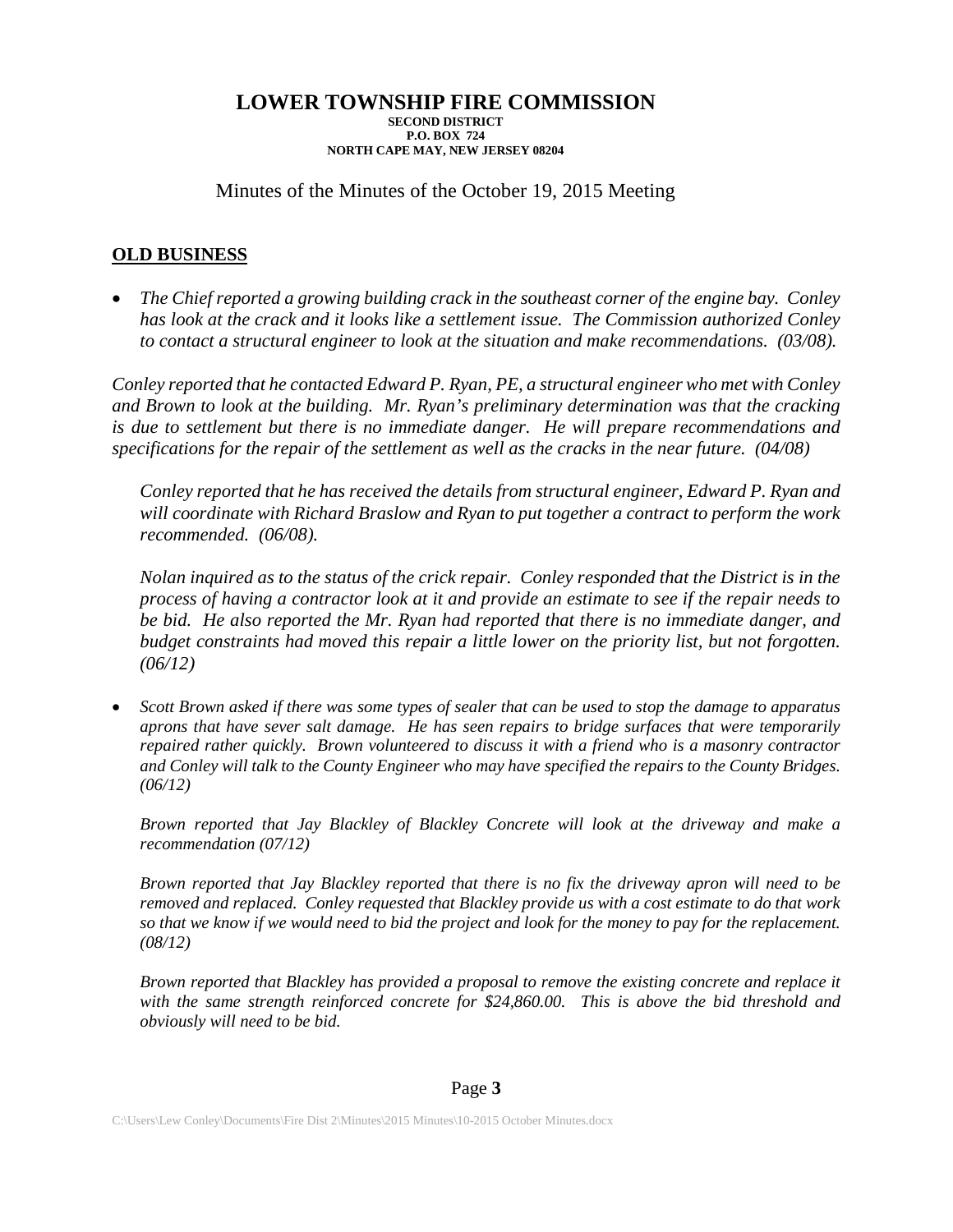# LOWER TOWNSHIP FIRE COMMISSION

**SECOND DISTRICT**
**P.O. BOX 724**
**NORTH CAPE MAY, NEW JERSEY 08204**

Minutes of the Minutes of the October 19, 2015 Meeting

## OLD BUSINESS

- *The Chief reported a growing building crack in the southeast corner of the engine bay. Conley has look at the crack and it looks like a settlement issue. The Commission authorized Conley to contact a structural engineer to look at the situation and make recommendations. (03/08).*

*Conley reported that he contacted Edward P. Ryan, PE, a structural engineer who met with Conley and Brown to look at the building. Mr. Ryan's preliminary determination was that the cracking is due to settlement but there is no immediate danger. He will prepare recommendations and specifications for the repair of the settlement as well as the cracks in the near future. (04/08)*

*Conley reported that he has received the details from structural engineer, Edward P. Ryan and will coordinate with Richard Braslow and Ryan to put together a contract to perform the work recommended. (06/08).*

*Nolan inquired as to the status of the crick repair. Conley responded that the District is in the process of having a contractor look at it and provide an estimate to see if the repair needs to be bid. He also reported the Mr. Ryan had reported that there is no immediate danger, and budget constraints had moved this repair a little lower on the priority list, but not forgotten. (06/12)*

- *Scott Brown asked if there was some types of sealer that can be used to stop the damage to apparatus aprons that have sever salt damage. He has seen repairs to bridge surfaces that were temporarily repaired rather quickly. Brown volunteered to discuss it with a friend who is a masonry contractor and Conley will talk to the County Engineer who may have specified the repairs to the County Bridges. (06/12)*

*Brown reported that Jay Blackley of Blackley Concrete will look at the driveway and make a recommendation (07/12)*

*Brown reported that Jay Blackley reported that there is no fix the driveway apron will need to be removed and replaced. Conley requested that Blackley provide us with a cost estimate to do that work so that we know if we would need to bid the project and look for the money to pay for the replacement. (08/12)*

*Brown reported that Blackley has provided a proposal to remove the existing concrete and replace it with the same strength reinforced concrete for $24,860.00. This is above the bid threshold and obviously will need to be bid.*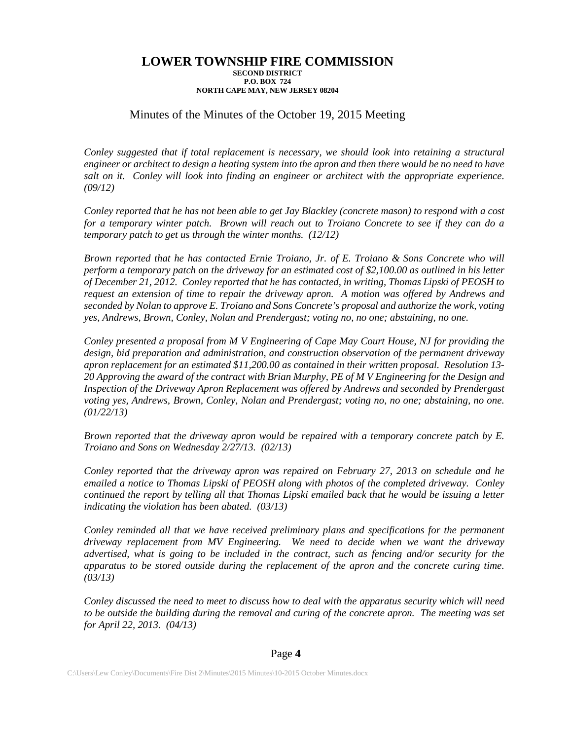# LOWER TOWNSHIP FIRE COMMISSION

**SECOND DISTRICT**
**P.O. BOX 724**
**NORTH CAPE MAY, NEW JERSEY 08204**

Minutes of the Minutes of the October 19, 2015 Meeting

*Conley suggested that if total replacement is necessary, we should look into retaining a structural engineer or architect to design a heating system into the apron and then there would be no need to have salt on it. Conley will look into finding an engineer or architect with the appropriate experience. (09/12)*

*Conley reported that he has not been able to get Jay Blackley (concrete mason) to respond with a cost for a temporary winter patch. Brown will reach out to Troiano Concrete to see if they can do a temporary patch to get us through the winter months. (12/12)*

*Brown reported that he has contacted Ernie Troiano, Jr. of E. Troiano & Sons Concrete who will perform a temporary patch on the driveway for an estimated cost of $2,100.00 as outlined in his letter of December 21, 2012. Conley reported that he has contacted, in writing, Thomas Lipski of PEOSH to request an extension of time to repair the driveway apron. A motion was offered by Andrews and seconded by Nolan to approve E. Troiano and Sons Concrete's proposal and authorize the work, voting yes, Andrews, Brown, Conley, Nolan and Prendergast; voting no, no one; abstaining, no one.*

*Conley presented a proposal from M V Engineering of Cape May Court House, NJ for providing the design, bid preparation and administration, and construction observation of the permanent driveway apron replacement for an estimated $11,200.00 as contained in their written proposal. Resolution 13-20 Approving the award of the contract with Brian Murphy, PE of M V Engineering for the Design and Inspection of the Driveway Apron Replacement was offered by Andrews and seconded by Prendergast voting yes, Andrews, Brown, Conley, Nolan and Prendergast; voting no, no one; abstaining, no one. (01/22/13)*

*Brown reported that the driveway apron would be repaired with a temporary concrete patch by E. Troiano and Sons on Wednesday 2/27/13. (02/13)*

*Conley reported that the driveway apron was repaired on February 27, 2013 on schedule and he emailed a notice to Thomas Lipski of PEOSH along with photos of the completed driveway. Conley continued the report by telling all that Thomas Lipski emailed back that he would be issuing a letter indicating the violation has been abated. (03/13)*

*Conley reminded all that we have received preliminary plans and specifications for the permanent driveway replacement from MV Engineering. We need to decide when we want the driveway advertised, what is going to be included in the contract, such as fencing and/or security for the apparatus to be stored outside during the replacement of the apron and the concrete curing time. (03/13)*

*Conley discussed the need to meet to discuss how to deal with the apparatus security which will need to be outside the building during the removal and curing of the concrete apron. The meeting was set for April 22, 2013. (04/13)*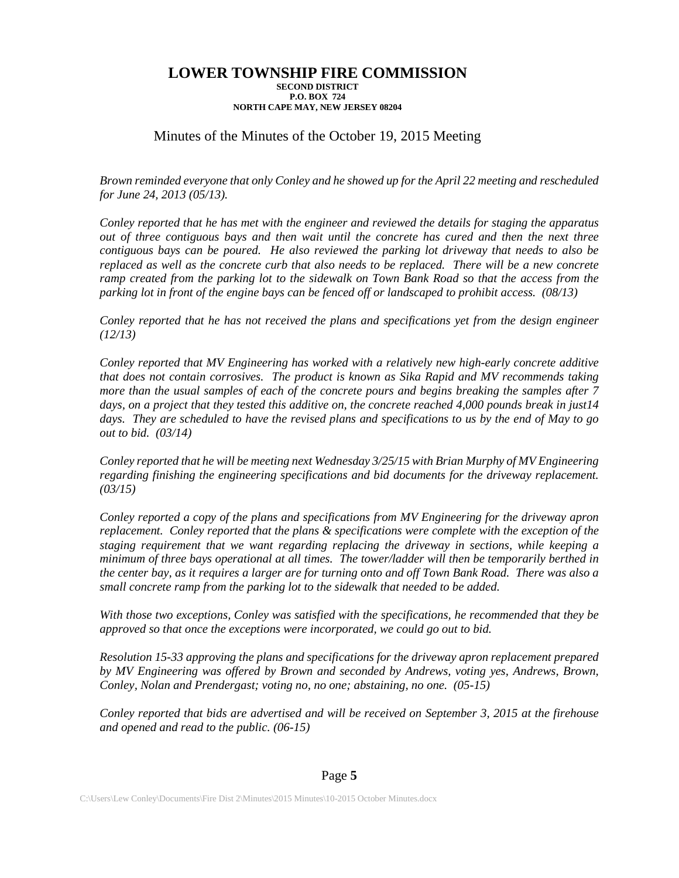# LOWER TOWNSHIP FIRE COMMISSION

**SECOND DISTRICT**
**P.O. BOX 724**
**NORTH CAPE MAY, NEW JERSEY 08204**

Minutes of the Minutes of the October 19, 2015 Meeting

*Brown reminded everyone that only Conley and he showed up for the April 22 meeting and rescheduled for June 24, 2013 (05/13).*

*Conley reported that he has met with the engineer and reviewed the details for staging the apparatus out of three contiguous bays and then wait until the concrete has cured and then the next three contiguous bays can be poured. He also reviewed the parking lot driveway that needs to also be replaced as well as the concrete curb that also needs to be replaced. There will be a new concrete ramp created from the parking lot to the sidewalk on Town Bank Road so that the access from the parking lot in front of the engine bays can be fenced off or landscaped to prohibit access. (08/13)*

*Conley reported that he has not received the plans and specifications yet from the design engineer (12/13)*

*Conley reported that MV Engineering has worked with a relatively new high-early concrete additive that does not contain corrosives. The product is known as Sika Rapid and MV recommends taking more than the usual samples of each of the concrete pours and begins breaking the samples after 7 days, on a project that they tested this additive on, the concrete reached 4,000 pounds break in just14 days. They are scheduled to have the revised plans and specifications to us by the end of May to go out to bid. (03/14)*

*Conley reported that he will be meeting next Wednesday 3/25/15 with Brian Murphy of MV Engineering regarding finishing the engineering specifications and bid documents for the driveway replacement. (03/15)*

*Conley reported a copy of the plans and specifications from MV Engineering for the driveway apron replacement. Conley reported that the plans & specifications were complete with the exception of the staging requirement that we want regarding replacing the driveway in sections, while keeping a minimum of three bays operational at all times. The tower/ladder will then be temporarily berthed in the center bay, as it requires a larger are for turning onto and off Town Bank Road. There was also a small concrete ramp from the parking lot to the sidewalk that needed to be added.*

*With those two exceptions, Conley was satisfied with the specifications, he recommended that they be approved so that once the exceptions were incorporated, we could go out to bid.*

*Resolution 15-33 approving the plans and specifications for the driveway apron replacement prepared by MV Engineering was offered by Brown and seconded by Andrews, voting yes, Andrews, Brown, Conley, Nolan and Prendergast; voting no, no one; abstaining, no one. (05-15)*

*Conley reported that bids are advertised and will be received on September 3, 2015 at the firehouse and opened and read to the public. (06-15)*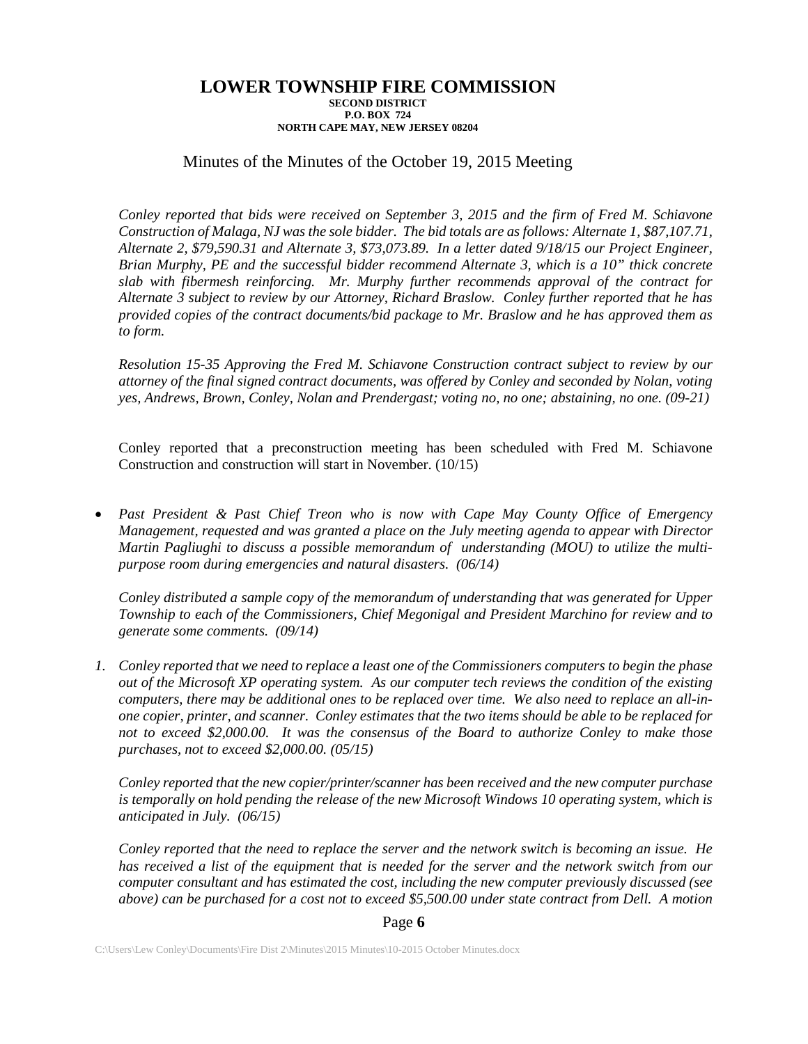# LOWER TOWNSHIP FIRE COMMISSION

**SECOND DISTRICT**
**P.O. BOX 724**
**NORTH CAPE MAY, NEW JERSEY 08204**

Minutes of the Minutes of the October 19, 2015 Meeting

*Conley reported that bids were received on September 3, 2015 and the firm of Fred M. Schiavone Construction of Malaga, NJ was the sole bidder. The bid totals are as follows: Alternate 1, $87,107.71, Alternate 2, $79,590.31 and Alternate 3, $73,073.89. In a letter dated 9/18/15 our Project Engineer, Brian Murphy, PE and the successful bidder recommend Alternate 3, which is a 10" thick concrete slab with fibermesh reinforcing. Mr. Murphy further recommends approval of the contract for Alternate 3 subject to review by our Attorney, Richard Braslow. Conley further reported that he has provided copies of the contract documents/bid package to Mr. Braslow and he has approved them as to form.*

*Resolution 15-35 Approving the Fred M. Schiavone Construction contract subject to review by our attorney of the final signed contract documents, was offered by Conley and seconded by Nolan, voting yes, Andrews, Brown, Conley, Nolan and Prendergast; voting no, no one; abstaining, no one. (09-21)*

Conley reported that a preconstruction meeting has been scheduled with Fred M. Schiavone Construction and construction will start in November. (10/15)

- *Past President & Past Chief Treon who is now with Cape May County Office of Emergency Management, requested and was granted a place on the July meeting agenda to appear with Director Martin Pagliughi to discuss a possible memorandum of understanding (MOU) to utilize the multi-purpose room during emergencies and natural disasters. (06/14)*

  *Conley distributed a sample copy of the memorandum of understanding that was generated for Upper Township to each of the Commissioners, Chief Megonigal and President Marchino for review and to generate some comments. (09/14)*

1. *Conley reported that we need to replace a least one of the Commissioners computers to begin the phase out of the Microsoft XP operating system. As our computer tech reviews the condition of the existing computers, there may be additional ones to be replaced over time. We also need to replace an all-in-one copier, printer, and scanner. Conley estimates that the two items should be able to be replaced for not to exceed $2,000.00. It was the consensus of the Board to authorize Conley to make those purchases, not to exceed $2,000.00. (05/15)*

   *Conley reported that the new copier/printer/scanner has been received and the new computer purchase is temporally on hold pending the release of the new Microsoft Windows 10 operating system, which is anticipated in July. (06/15)*

   *Conley reported that the need to replace the server and the network switch is becoming an issue. He has received a list of the equipment that is needed for the server and the network switch from our computer consultant and has estimated the cost, including the new computer previously discussed (see above) can be purchased for a cost not to exceed $5,500.00 under state contract from Dell. A motion*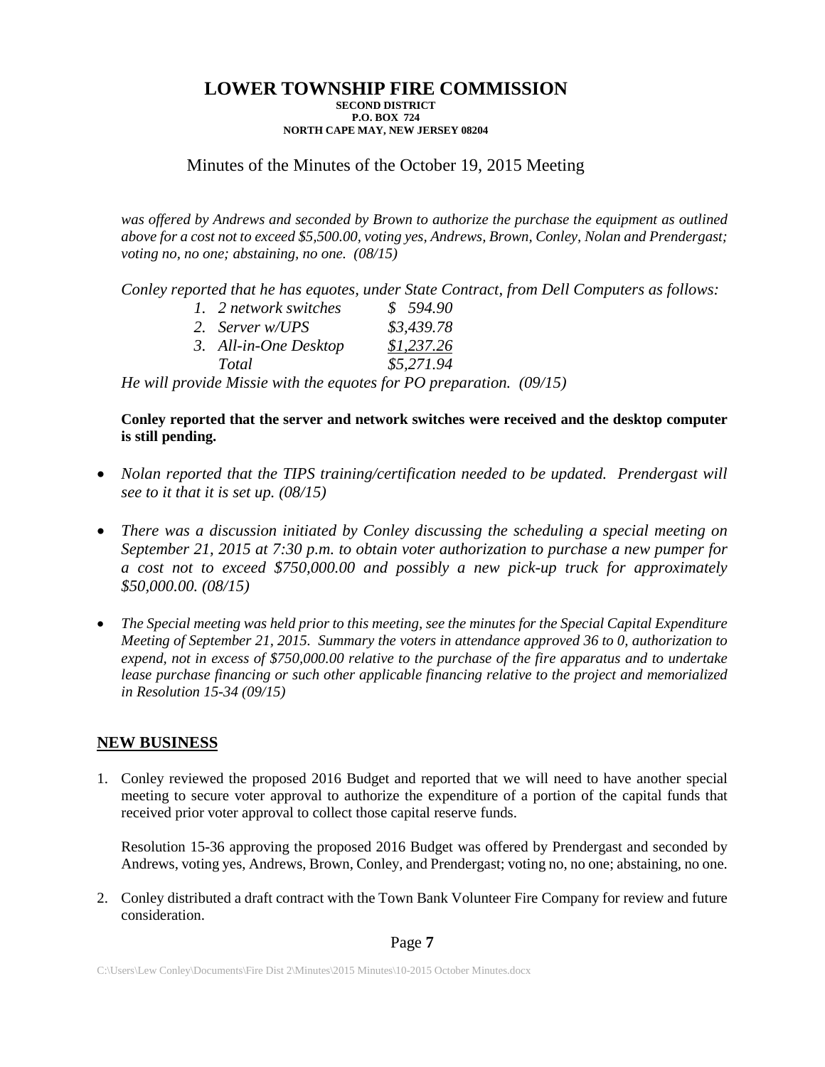# LOWER TOWNSHIP FIRE COMMISSION

**SECOND DISTRICT**
**P.O. BOX 724**
**NORTH CAPE MAY, NEW JERSEY 08204**

Minutes of the Minutes of the October 19, 2015 Meeting

*was offered by Andrews and seconded by Brown to authorize the purchase the equipment as outlined above for a cost not to exceed $5,500.00, voting yes, Andrews, Brown, Conley, Nolan and Prendergast; voting no, no one; abstaining, no one. (08/15)*

*Conley reported that he has equotes, under State Contract, from Dell Computers as follows:*

| | |
|---|---|
| *1. 2 network switches* | *$ 594.90* |
| *2. Server w/UPS* | *$3,439.78* |
| *3. All-in-One Desktop* | *$1,237.26* |
| *Total* | *$5,271.94* |

*He will provide Missie with the equotes for PO preparation. (09/15)*

**Conley reported that the server and network switches were received and the desktop computer is still pending.**

- *Nolan reported that the TIPS training/certification needed to be updated. Prendergast will see to it that it is set up. (08/15)*
- *There was a discussion initiated by Conley discussing the scheduling a special meeting on September 21, 2015 at 7:30 p.m. to obtain voter authorization to purchase a new pumper for a cost not to exceed $750,000.00 and possibly a new pick-up truck for approximately $50,000.00. (08/15)*
- *The Special meeting was held prior to this meeting, see the minutes for the Special Capital Expenditure Meeting of September 21, 2015. Summary the voters in attendance approved 36 to 0, authorization to expend, not in excess of $750,000.00 relative to the purchase of the fire apparatus and to undertake lease purchase financing or such other applicable financing relative to the project and memorialized in Resolution 15-34 (09/15)*

## NEW BUSINESS

1. Conley reviewed the proposed 2016 Budget and reported that we will need to have another special meeting to secure voter approval to authorize the expenditure of a portion of the capital funds that received prior voter approval to collect those capital reserve funds.

   Resolution 15-36 approving the proposed 2016 Budget was offered by Prendergast and seconded by Andrews, voting yes, Andrews, Brown, Conley, and Prendergast; voting no, no one; abstaining, no one.

2. Conley distributed a draft contract with the Town Bank Volunteer Fire Company for review and future consideration.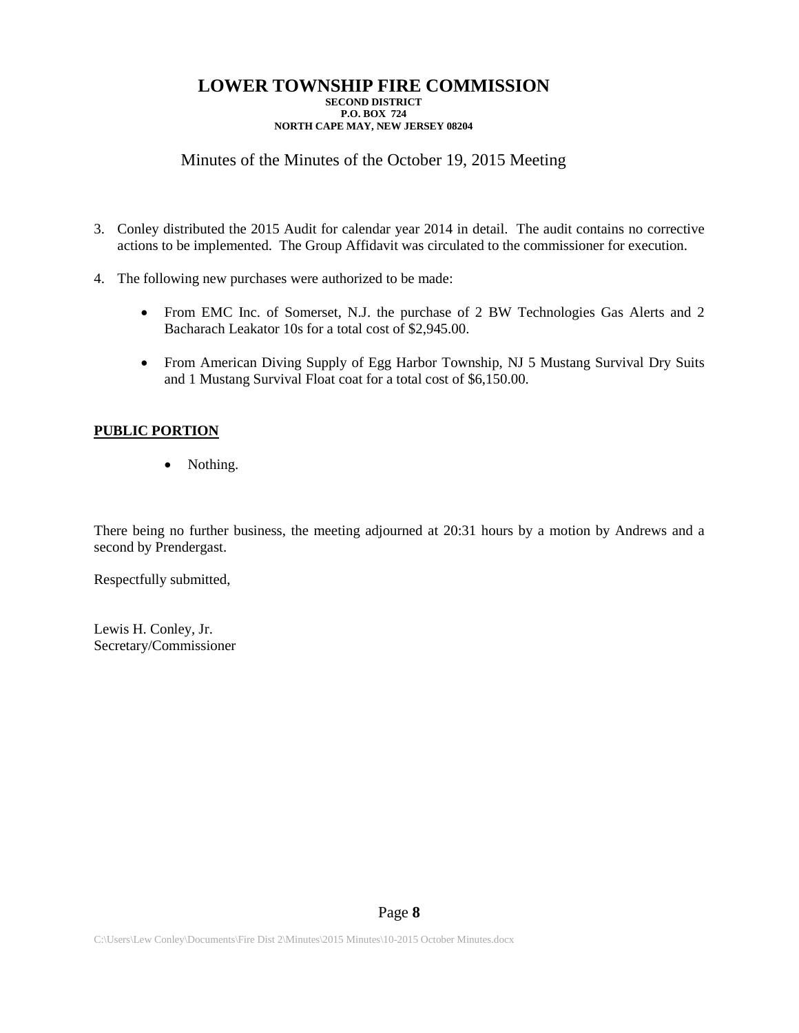3. Conley distributed the 2015 Audit for calendar year 2014 in detail. The audit contains no corrective actions to be implemented. The Group Affidavit was circulated to the commissioner for execution.

4. The following new purchases were authorized to be made:

   - From EMC Inc. of Somerset, N.J. the purchase of 2 BW Technologies Gas Alerts and 2 Bacharach Leakator 10s for a total cost of $2,945.00.

   - From American Diving Supply of Egg Harbor Township, NJ 5 Mustang Survival Dry Suits and 1 Mustang Survival Float coat for a total cost of $6,150.00.

**PUBLIC PORTION**

- Nothing.

There being no further business, the meeting adjourned at 20:31 hours by a motion by Andrews and a second by Prendergast.

Respectfully submitted,

Lewis H. Conley, Jr.
Secretary/Commissioner